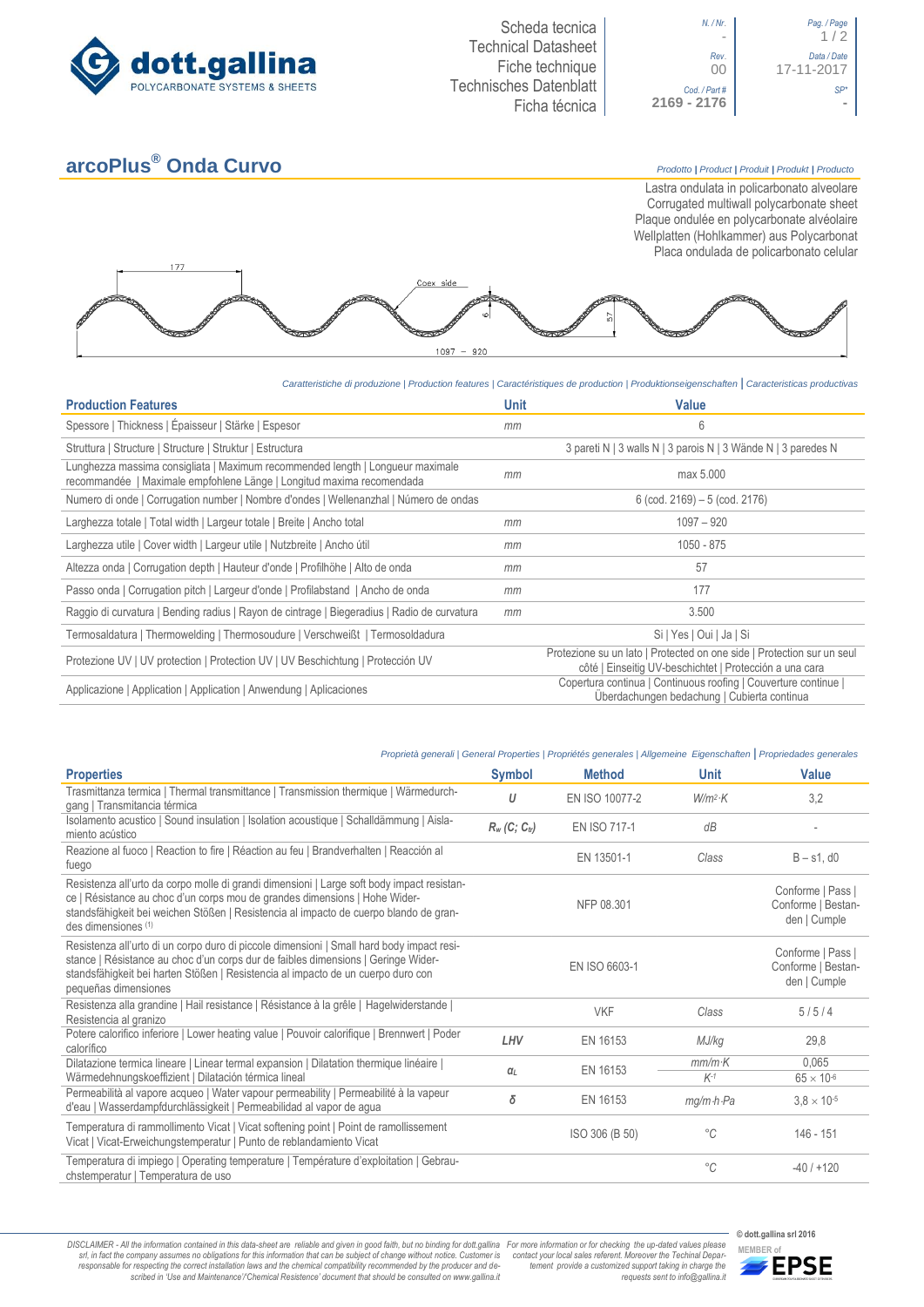Scheda tecnica
Technical Datasheet
Fiche technique
Technisches Datenblatt
Ficha técnica

| N. / Nr. | Rev. | Cod. / Part # | Pag. / Page | Data / Date | SP* |
|---|---|---|---|---|---|
| - | 00 | 2169 - 2176 | 1 / 2 | 17-11-2017 | - |

# arcoPlus® Onda Curvo

*Prodotto | Product | Produit | Produkt | Producto*

Lastra ondulata in policarbonato alveolare
Corrugated multiwall polycarbonate sheet
Plaque ondulée en polycarbonate alvéolaire
Wellplatten (Hohlkammer) aus Polycarbonat
Placa ondulada de policarbonato celular

177
Coex side
6
57
1097 – 920

*Caratteristiche di produzione | Production features | Caractéristiques de production | Produktionseigenschaften | Caracteristicas productivas*

| Production Features | Unit | Value |
|---|---|---|
| Spessore \| Thickness \| Épaisseur \| Stärke \| Espesor | mm | 6 |
| Struttura \| Structure \| Structure \| Struktur \| Estructura | | 3 pareti N \| 3 walls N \| 3 parois N \| 3 Wände N \| 3 paredes N |
| Lunghezza massima consigliata \| Maximum recommended length \| Longueur maximale recommandée \| Maximale empfohlene Länge \| Longitud maxima recomendada | mm | max 5.000 |
| Numero di onde \| Corrugation number \| Nombre d'ondes \| Wellenanzahl \| Número de ondas | | 6 (cod. 2169) – 5 (cod. 2176) |
| Larghezza totale \| Total width \| Largeur totale \| Breite \| Ancho total | mm | 1097 – 920 |
| Larghezza utile \| Cover width \| Largeur utile \| Nutzbreite \| Ancho útil | mm | 1050 - 875 |
| Altezza onda \| Corrugation depth \| Hauteur d'onde \| Profilhöhe \| Alto de onda | mm | 57 |
| Passo onda \| Corrugation pitch \| Largeur d'onde \| Profilabstand \| Ancho de onda | mm | 177 |
| Raggio di curvatura \| Bending radius \| Rayon de cintrage \| Biegeradius \| Radio de curvatura | mm | 3.500 |
| Termosaldatura \| Thermowelding \| Thermosoudure \| Verschweißt \| Termosoldadura | | Si \| Yes \| Oui \| Ja \| Si |
| Protezione UV \| UV protection \| Protection UV \| UV Beschichtung \| Protección UV | | Protezione su un lato \| Protected on one side \| Protection sur un seul côté \| Einseitig UV-beschichtet \| Protección a una cara |
| Applicazione \| Application \| Application \| Anwendung \| Aplicaciones | | Copertura continua \| Continuous roofing \| Couverture continue \| Überdachungen bedachung \| Cubierta continua |

*Proprietà generali | General Properties | Propriétés generales | Allgemeine Eigenschaften | Propriedades generales*

| Properties | Symbol | Method | Unit | Value |
|---|---|---|---|---|
| Trasmittanza termica \| Thermal transmittance \| Transmission thermique \| Wärmedurchgang \| Transmitancia térmica | $U$ | EN ISO 10077-2 | $W/m^2 \cdot K$ | 3,2 |
| Isolamento acustico \| Sound insulation \| Isolation acoustique \| Schalldämmung \| Aislamiento acústico | $R_w$ $(C; C_{tr})$ | EN ISO 717-1 | dB | - |
| Reazione al fuoco \| Reaction to fire \| Réaction au feu \| Brandverhalten \| Reacción al fuego | | EN 13501-1 | Class | B – s1, d0 |
| Resistenza all'urto da corpo molle di grandi dimensioni \| Large soft body impact resistance \| Résistance au choc d'un corps mou de grandes dimensions \| Hohe Widerstandsfähigkeit bei weichen Stößen \| Resistencia al impacto de cuerpo blando de grandes dimensiones [1] | | NFP 08.301 | | Conforme \| Pass \| Conforme \| Bestanden \| Cumple |
| Resistenza all'urto di un corpo duro di piccole dimensioni \| Small hard body impact resistance \| Résistance au choc d'un corps dur de faibles dimensions \| Geringe Widerstandsfähigkeit bei harten Stößen \| Resistencia al impacto de un cuerpo duro con pequeñas dimensions | | EN ISO 6603-1 | | Conforme \| Pass \| Conforme \| Bestanden \| Cumple |
| Resistenza alla grandine \| Hail resistance \| Résistance à la grêle \| Hagelwiderstande \| Resistencia al granizo | | VKF | Class | 5 / 5 / 4 |
| Potere calorifico inferiore \| Lower heating value \| Pouvoir calorifique \| Brennwert \| Poder calorífico | LHV | EN 16153 | MJ/kg | 29,8 |
| Dilatazione termica lineare \| Linear termal expansion \| Dilatation thermique linéaire \| Wärmedehnungskoeffizient \| Dilatación térmica lineal | $\alpha_L$ | EN 16153 | $mm/m \cdot K$ | 0,065 |
| | | | $K^{-1}$ | $65 \times 10^{-6}$ |
| Permeabilità al vapore acqueo \| Water vapour permeability \| Permeabilité à la vapeur d'eau \| Wasserdampfdurchlässigkeit \| Permeabilidad al vapor de agua | $\delta$ | EN 16153 | $mg/m \cdot h \cdot Pa$ | $3,8 \times 10^{-5}$ |
| Temperatura di rammollimento Vicat \| Vicat softening point \| Point de ramollissement Vicat \| Vicat-Erweichungstemperatur \| Punto de reblandamiento Vicat | | ISO 306 (B 50) | °C | 146 - 151 |
| Temperatura di impiego \| Operating temperature \| Température d'exploitation \| Gebrauchstemperatur \| Temperatura de uso | | | °C | -40 / +120 |

*DISCLAIMER - All the information contained in this data-sheet are reliable and given in good faith, but no binding for dott.gallina srl, in fact the company assumes no obligations for this information that can be subject of change without notice. Customer is responsible for respecting the correct installation laws and the chemical compatibility recommended by the producer and described in 'Use and Maintenance'/'Chemical Resistence' document that should be consulted on www.gallina.it*

*For more information or for checking the up-dated values please contact your local sales referent. Moreover the Techinal Department provide a customized support taking in charge the requests sent to info@gallina.it*

© dott.gallina srl 2016
MEMBER of EPSE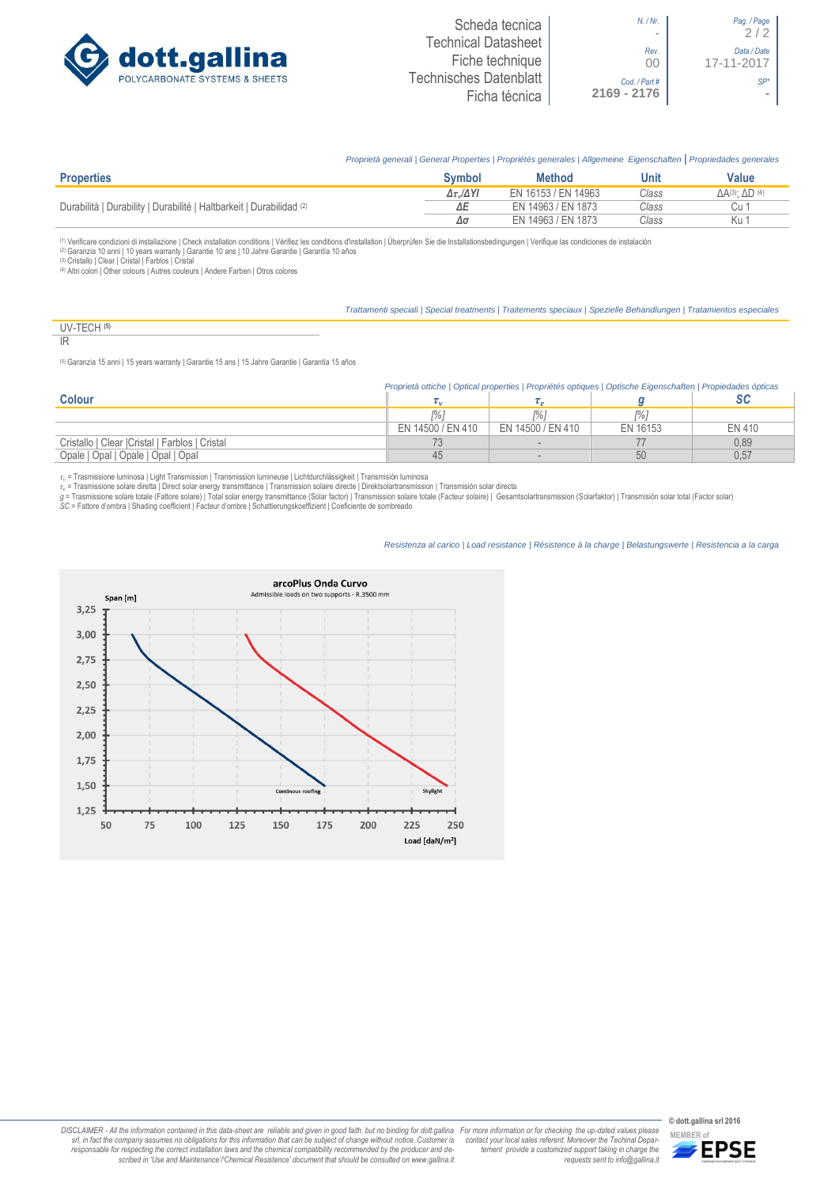*Proprietà generali | General Properties | Propriétés generales | Allgemeine Eigenschaften | Propriedades generales*

| Properties | Symbol | Method | Unit | Value |
|---|---|---|---|---|
| Durabilità \| Durability \| Durabilité \| Haltbarkeit \| Durabilidad [2] | $\Delta\tau_v/\Delta YI$ | EN 16153 / EN 14963 | Class | ΔA[3]; ΔD [4] |
| | $\Delta E$ | EN 14963 / EN 1873 | Class | Cu 1 |
| | $\Delta\sigma$ | EN 14963 / EN 1873 | Class | Ku 1 |

[1] Verificare condizioni di installazione | Check installation conditions | Vérifiez les conditions d'installation | Überprüfen Sie die Installationsbedingungen | Verifique las condiciones de instalación
[2] Garanzia 10 anni | 10 years warranty | Garantie 10 ans | 10 Jahre Garantie | Garantía 10 años
[3] Cristallo | Clear | Cristal | Farblos | Cristal
[4] Altri colori | Other colours | Autres couleurs | Andere Farben | Otros colores

*Trattamenti speciali | Special treatments | Traitements speciaux | Spezielle Behandlungen | Tratamientos especiales*

UV-TECH [5]
IR

[5] Garanzia 15 anni | 15 years warranty | Garantie 15 ans | 15 Jahre Garantie | Garantía 15 años

*Proprietà ottiche | Optical properties | Propriétés optiques | Optische Eigenschaften | Propiedades ópticas*

| Colour | $\tau_v$ | $\tau_e$ | $g$ | $SC$ |
|---|---|---|---|---|
| | [%] | [%] | [%] | |
| | EN 14500 / EN 410 | EN 14500 / EN 410 | EN 16153 | EN 410 |
| Cristallo \| Clear \|Cristal \| Farblos \| Cristal | 73 | - | 77 | 0,89 |
| Opale \| Opal \| Opale \| Opal \| Opal | 45 | - | 50 | 0,57 |

$\tau_v$ = Trasmissione luminosa | Light Transmission | Transmission lumineuse | Lichtdurchlässigkeit | Transmisión luminosa
$\tau_e$ = Trasmissione solare diretta | Direct solar energy transmittance | Transmission solaire directe | Direktsolartransmission | Transmisión solar directa
$g$ = Trasmissione solare totale (Fattore solare) | Total solar energy transmittance (Solar factor) | Transmission solaire totale (Facteur solaire) | Gesamtsolartransmission (Solarfaktor) | Transmisión solar total (Factor solar)
$SC$ = Fattore d'ombra | Shading coefficient | Facteur d'ombre | Schattierungskoeffizient | Coeficiente de sombreado

*Resistenza al carico | Load resistance | Résistence à la charge | Belastungswerte | Resistencia a la carga*

arcoPlus Onda Curvo
Admissible loads on two supports - R.3500 mm
Span [m]
3,25
3,00
2,75
2,50
2,25
2,00
1,75
1,50
1,25
50 75 100 125 150 175 200 225 250
Load [daN/m²]
Continous roofing
Skylight

DISCLAIMER - All the information contained in this data-sheet are reliable and given in good faith, but no binding for dott.gallina srl, in fact the company assumes no obligations for this information that can be subject of change without notice. Customer is responsable for respecting the correct installation laws and the chemical compatibility recommended by the producer and described in 'Use and Maintenance'/'Chemical Resistence' document that should be consulted on www.gallina.it

For more information or for checking the up-dated values please contact your local sales referent. Moreover the Techinal Department provide a customized support taking in charge the requests sent to info@gallina.it

© dott.gallina srl 2016
MEMBER of EPSE